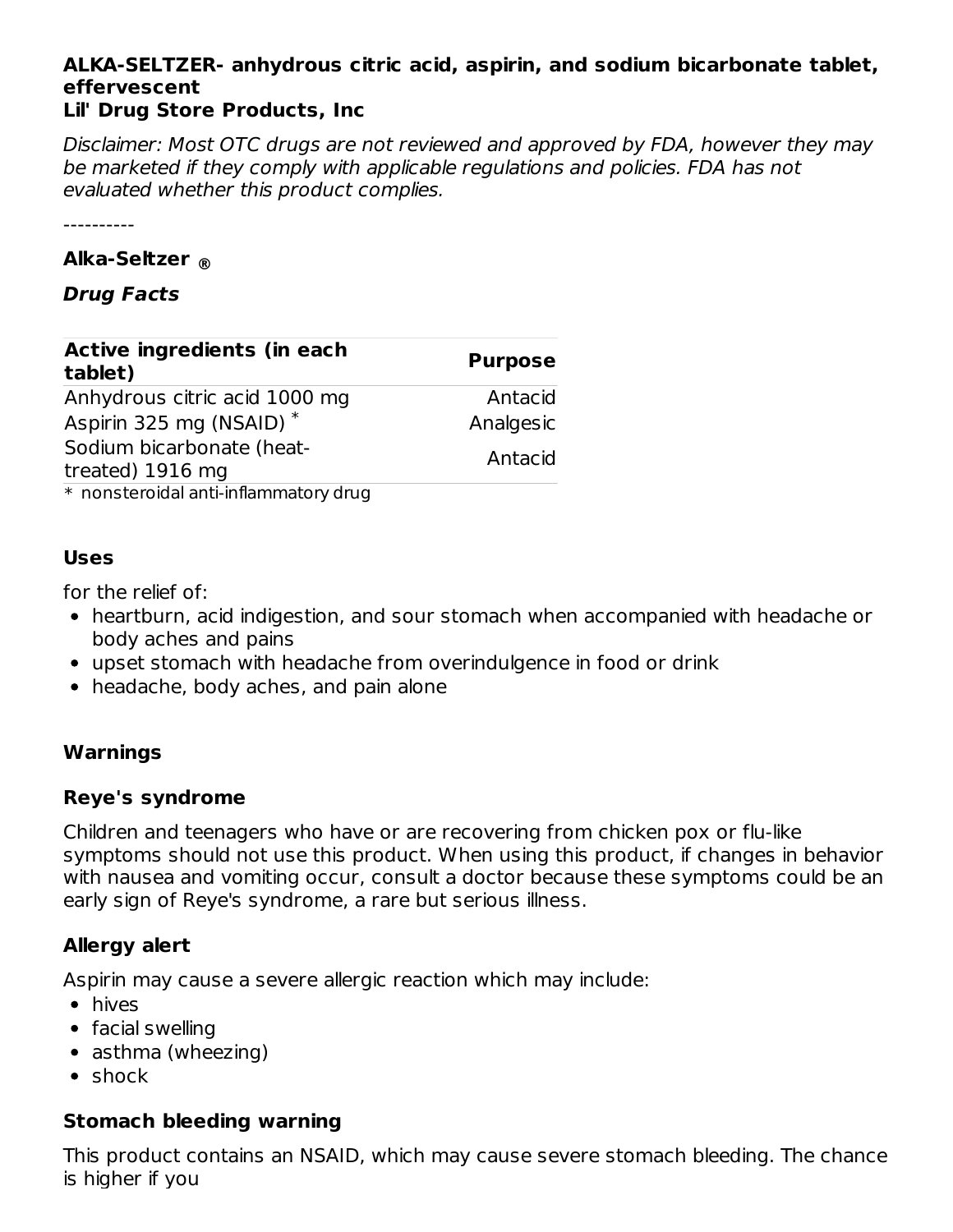**ALKA-SELTZER- anhydrous citric acid, aspirin, and sodium bicarbonate tablet, effervescent**
**Lil' Drug Store Products, Inc**

*Disclaimer: Most OTC drugs are not reviewed and approved by FDA, however they may be marketed if they comply with applicable regulations and policies. FDA has not evaluated whether this product complies.*

----------

**Alka-Seltzer ®**

***Drug Facts***

| Active ingredients (in each tablet) | Purpose |
|---|---|
| Anhydrous citric acid 1000 mg | Antacid |
| Aspirin 325 mg (NSAID) * | Analgesic |
| Sodium bicarbonate (heat-treated) 1916 mg | Antacid |

\* nonsteroidal anti-inflammatory drug

### Uses

for the relief of:

- heartburn, acid indigestion, and sour stomach when accompanied with headache or body aches and pains
- upset stomach with headache from overindulgence in food or drink
- headache, body aches, and pain alone

### Warnings

### Reye's syndrome

Children and teenagers who have or are recovering from chicken pox or flu-like symptoms should not use this product. When using this product, if changes in behavior with nausea and vomiting occur, consult a doctor because these symptoms could be an early sign of Reye's syndrome, a rare but serious illness.

### Allergy alert

Aspirin may cause a severe allergic reaction which may include:

- hives
- facial swelling
- asthma (wheezing)
- shock

### Stomach bleeding warning

This product contains an NSAID, which may cause severe stomach bleeding. The chance is higher if you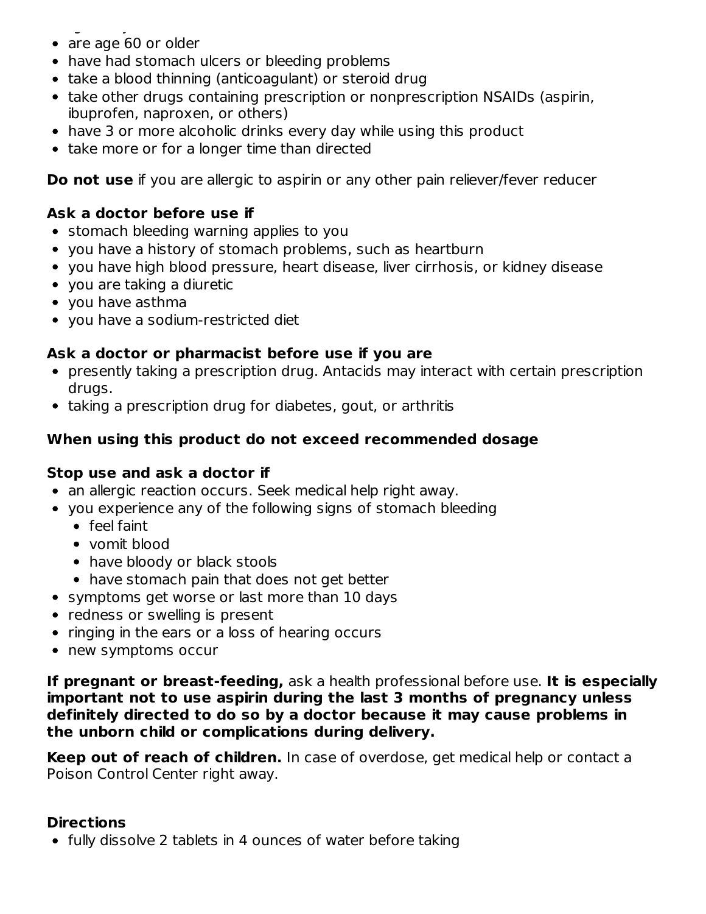- are age 60 or older
- have had stomach ulcers or bleeding problems
- take a blood thinning (anticoagulant) or steroid drug
- take other drugs containing prescription or nonprescription NSAIDs (aspirin, ibuprofen, naproxen, or others)
- have 3 or more alcoholic drinks every day while using this product
- take more or for a longer time than directed

**Do not use** if you are allergic to aspirin or any other pain reliever/fever reducer

**Ask a doctor before use if**

- stomach bleeding warning applies to you
- you have a history of stomach problems, such as heartburn
- you have high blood pressure, heart disease, liver cirrhosis, or kidney disease
- you are taking a diuretic
- you have asthma
- you have a sodium-restricted diet

**Ask a doctor or pharmacist before use if you are**

- presently taking a prescription drug. Antacids may interact with certain prescription drugs.
- taking a prescription drug for diabetes, gout, or arthritis

**When using this product do not exceed recommended dosage**

**Stop use and ask a doctor if**

- an allergic reaction occurs. Seek medical help right away.
- you experience any of the following signs of stomach bleeding
  - feel faint
  - vomit blood
  - have bloody or black stools
  - have stomach pain that does not get better
- symptoms get worse or last more than 10 days
- redness or swelling is present
- ringing in the ears or a loss of hearing occurs
- new symptoms occur

**If pregnant or breast-feeding,** ask a health professional before use. **It is especially important not to use aspirin during the last 3 months of pregnancy unless definitely directed to do so by a doctor because it may cause problems in the unborn child or complications during delivery.**

**Keep out of reach of children.** In case of overdose, get medical help or contact a Poison Control Center right away.

**Directions**

- fully dissolve 2 tablets in 4 ounces of water before taking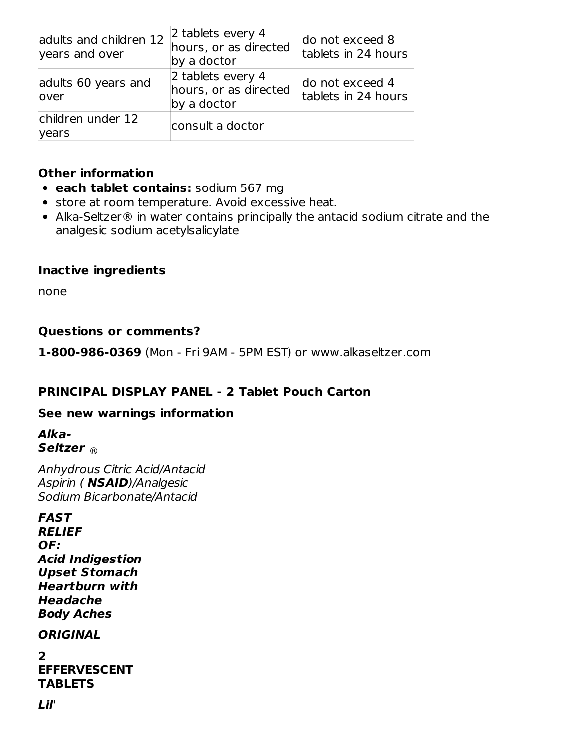| | | |
|---|---|---|
| adults and children 12 years and over | 2 tablets every 4 hours, or as directed by a doctor | do not exceed 8 tablets in 24 hours |
| adults 60 years and over | 2 tablets every 4 hours, or as directed by a doctor | do not exceed 4 tablets in 24 hours |
| children under 12 years | consult a doctor | |

### Other information

- **each tablet contains:** sodium 567 mg
- store at room temperature. Avoid excessive heat.
- Alka-Seltzer® in water contains principally the antacid sodium citrate and the analgesic sodium acetylsalicylate

### Inactive ingredients

none

### Questions or comments?

**1-800-986-0369** (Mon - Fri 9AM - 5PM EST) or www.alkaseltzer.com

### PRINCIPAL DISPLAY PANEL - 2 Tablet Pouch Carton

**See new warnings information**

***Alka-Seltzer*** ®

*Anhydrous Citric Acid/Antacid*
*Aspirin (* ***NSAID****)/Analgesic*
*Sodium Bicarbonate/Antacid*

***FAST RELIEF OF:***
***Acid Indigestion***
***Upset Stomach***
***Heartburn with Headache***
***Body Aches***

***ORIGINAL***

**2 EFFERVESCENT TABLETS**

***Lil'***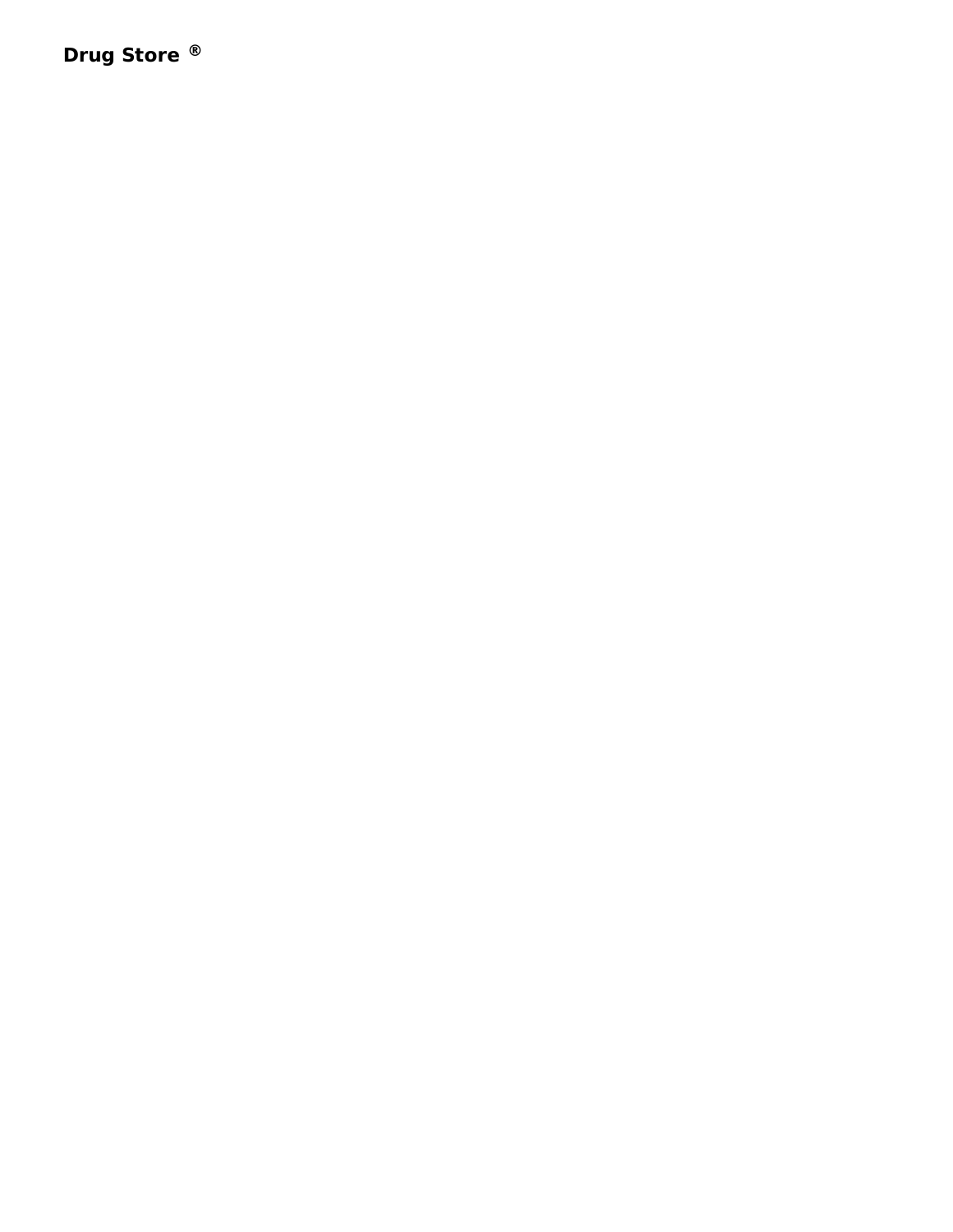**Drug Store ®**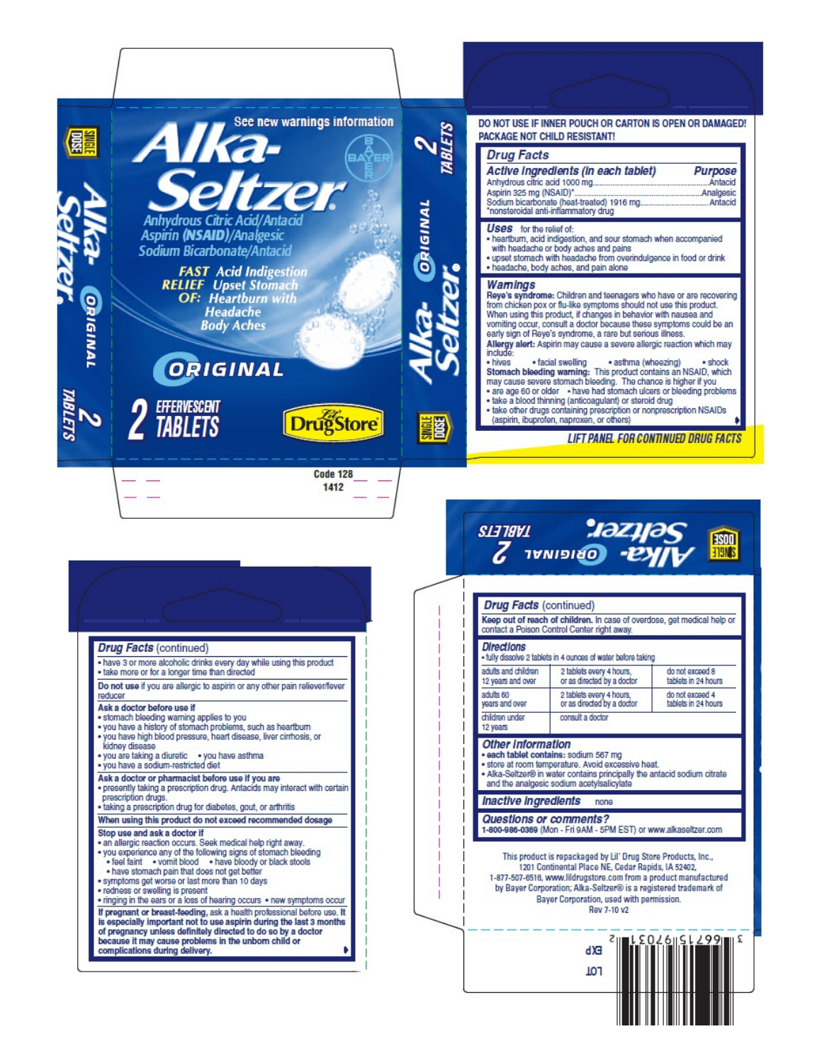SINGLE DOSE

Alka-Seltzer® ORIGINAL 2 TABLETS

See new warnings information

# Alka-Seltzer®

BAYER

Anhydrous Citric Acid/Antacid
Aspirin (NSAID)/Analgesic
Sodium Bicarbonate/Antacid

FAST RELIEF OF: Acid Indigestion
Upset Stomach
Heartburn with Headache
Body Aches

ORIGINAL

2 EFFERVESCENT TABLETS

Lil' DrugStore®

2 TABLETS

ORIGINAL

Alka-Seltzer®

SINGLE DOSE

Code 128
1412

DO NOT USE IF INNER POUCH OR CARTON IS OPEN OR DAMAGED!
PACKAGE NOT CHILD RESISTANT!

## Drug Facts

| Active ingredients (in each tablet) | Purpose |
|---|---|
| Anhydrous citric acid 1000 mg | Antacid |
| Aspirin 325 mg (NSAID)* | Analgesic |
| Sodium bicarbonate (heat-treated) 1916 mg | Antacid |

*nonsteroidal anti-inflammatory drug

**Uses** for the relief of:

- heartburn, acid indigestion, and sour stomach when accompanied with headache or body aches and pains
- upset stomach with headache from overindulgence in food or drink
- headache, body aches, and pain alone

**Warnings**

**Reye's syndrome:** Children and teenagers who have or are recovering from chicken pox or flu-like symptoms should not use this product. When using this product, if changes in behavior with nausea and vomiting occur, consult a doctor because these symptoms could be an early sign of Reye's syndrome, a rare but serious illness.

**Allergy alert:** Aspirin may cause a severe allergic reaction which may include:

- hives
- facial swelling
- asthma (wheezing)
- shock

**Stomach bleeding warning:** This product contains an NSAID, which may cause severe stomach bleeding. The chance is higher if you

- are age 60 or older
- have had stomach ulcers or bleeding problems
- take a blood thinning (anticoagulant) or steroid drug
- take other drugs containing prescription or nonprescription NSAIDs (aspirin, ibuprofen, naproxen, or others)

LIFT PANEL FOR CONTINUED DRUG FACTS

## Drug Facts (continued)

- have 3 or more alcoholic drinks every day while using this product
- take more or for a longer time than directed

**Do not use** if you are allergic to aspirin or any other pain reliever/fever reducer

**Ask a doctor before use if**

- stomach bleeding warning applies to you
- you have a history of stomach problems, such as heartburn
- you have high blood pressure, heart disease, liver cirrhosis, or kidney disease
- you are taking a diuretic
- you have asthma
- you have a sodium-restricted diet

**Ask a doctor or pharmacist before use if you are**

- presently taking a prescription drug. Antacids may interact with certain prescription drugs.
- taking a prescription drug for diabetes, gout, or arthritis

**When using this product do not exceed recommended dosage**

**Stop use and ask a doctor if**

- an allergic reaction occurs. Seek medical help right away.
- you experience any of the following signs of stomach bleeding
  - feel faint
  - vomit blood
  - have bloody or black stools
  - have stomach pain that does not get better
- symptoms get worse or last more than 10 days
- redness or swelling is present
- ringing in the ears or a loss of hearing occurs
- new symptoms occur

**If pregnant or breast-feeding,** ask a health professional before use. **It is especially important not to use aspirin during the last 3 months of pregnancy unless definitely directed to do so by a doctor because it may cause problems in the unborn child or complications during delivery.**

SINGLE DOSE Alka-Seltzer® ORIGINAL 2 TABLETS

## Drug Facts (continued)

**Keep out of reach of children.** In case of overdose, get medical help or contact a Poison Control Center right away.

**Directions**

- fully dissolve 2 tablets in 4 ounces of water before taking

| | | |
|---|---|---|
| adults and children 12 years and over | 2 tablets every 4 hours, or as directed by a doctor | do not exceed 8 tablets in 24 hours |
| adults 60 years and over | 2 tablets every 4 hours, or as directed by a doctor | do not exceed 4 tablets in 24 hours |
| children under 12 years | consult a doctor | |

**Other information**

- **each tablet contains:** sodium 567 mg
- store at room temperature. Avoid excessive heat.
- Alka-Seltzer® in water contains principally the antacid sodium citrate and the analgesic sodium acetylsalicylate

**Inactive ingredients** none

**Questions or comments?**
1-800-986-0369 (Mon - Fri 9AM - 5PM EST) or www.alkaseltzer.com

This product is repackaged by Lil' Drug Store Products, Inc., 1201 Continental Place NE, Cedar Rapids, IA 52402, 1-877-507-6516, www.lildrugstore.com from a product manufactured by Bayer Corporation; Alka-Seltzer® is a registered trademark of Bayer Corporation, used with permission.
Rev 7-10 v2

LOT
EXP

3 66715 97031 2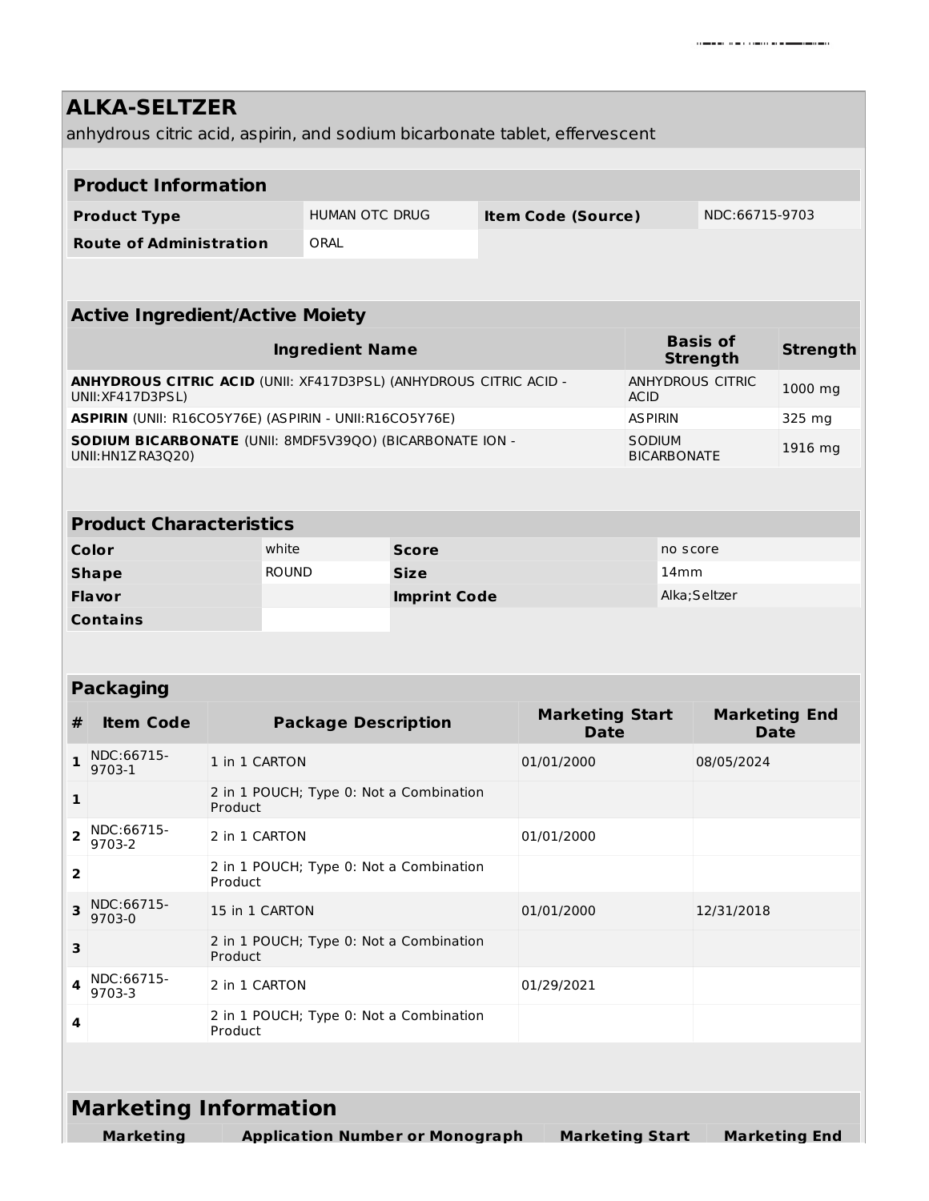# ALKA-SELTZER

anhydrous citric acid, aspirin, and sodium bicarbonate tablet, effervescent

| Product Information | | | |
|---|---|---|---|
| **Product Type** | HUMAN OTC DRUG | **Item Code (Source)** | NDC:66715-9703 |
| **Route of Administration** | ORAL | | |

| Active Ingredient/Active Moiety | | |
|---|---|---|
| **Ingredient Name** | **Basis of Strength** | **Strength** |
| **ANHYDROUS CITRIC ACID** (UNII: XF417D3PSL) (ANHYDROUS CITRIC ACID - UNII:XF417D3PSL) | ANHYDROUS CITRIC ACID | 1000 mg |
| **ASPIRIN** (UNII: R16CO5Y76E) (ASPIRIN - UNII:R16CO5Y76E) | ASPIRIN | 325 mg |
| **SODIUM BICARBONATE** (UNII: 8MDF5V39QO) (BICARBONATE ION - UNII:HN1ZRA3Q20) | SODIUM BICARBONATE | 1916 mg |

| Product Characteristics | | | |
|---|---|---|---|
| **Color** | white | **Score** | no score |
| **Shape** | ROUND | **Size** | 14mm |
| **Flavor** | | **Imprint Code** | Alka;Seltzer |
| **Contains** | | | |

| Packaging | | | | |
|---|---|---|---|---|
| **#** | **Item Code** | **Package Description** | **Marketing Start Date** | **Marketing End Date** |
| **1** | NDC:66715-9703-1 | 1 in 1 CARTON | 01/01/2000 | 08/05/2024 |
| **1** | | 2 in 1 POUCH; Type 0: Not a Combination Product | | |
| **2** | NDC:66715-9703-2 | 2 in 1 CARTON | 01/01/2000 | |
| **2** | | 2 in 1 POUCH; Type 0: Not a Combination Product | | |
| **3** | NDC:66715-9703-0 | 15 in 1 CARTON | 01/01/2000 | 12/31/2018 |
| **3** | | 2 in 1 POUCH; Type 0: Not a Combination Product | | |
| **4** | NDC:66715-9703-3 | 2 in 1 CARTON | 01/29/2021 | |
| **4** | | 2 in 1 POUCH; Type 0: Not a Combination Product | | |

## Marketing Information

| Marketing | Application Number or Monograph | Marketing Start | Marketing End |
|---|---|---|---|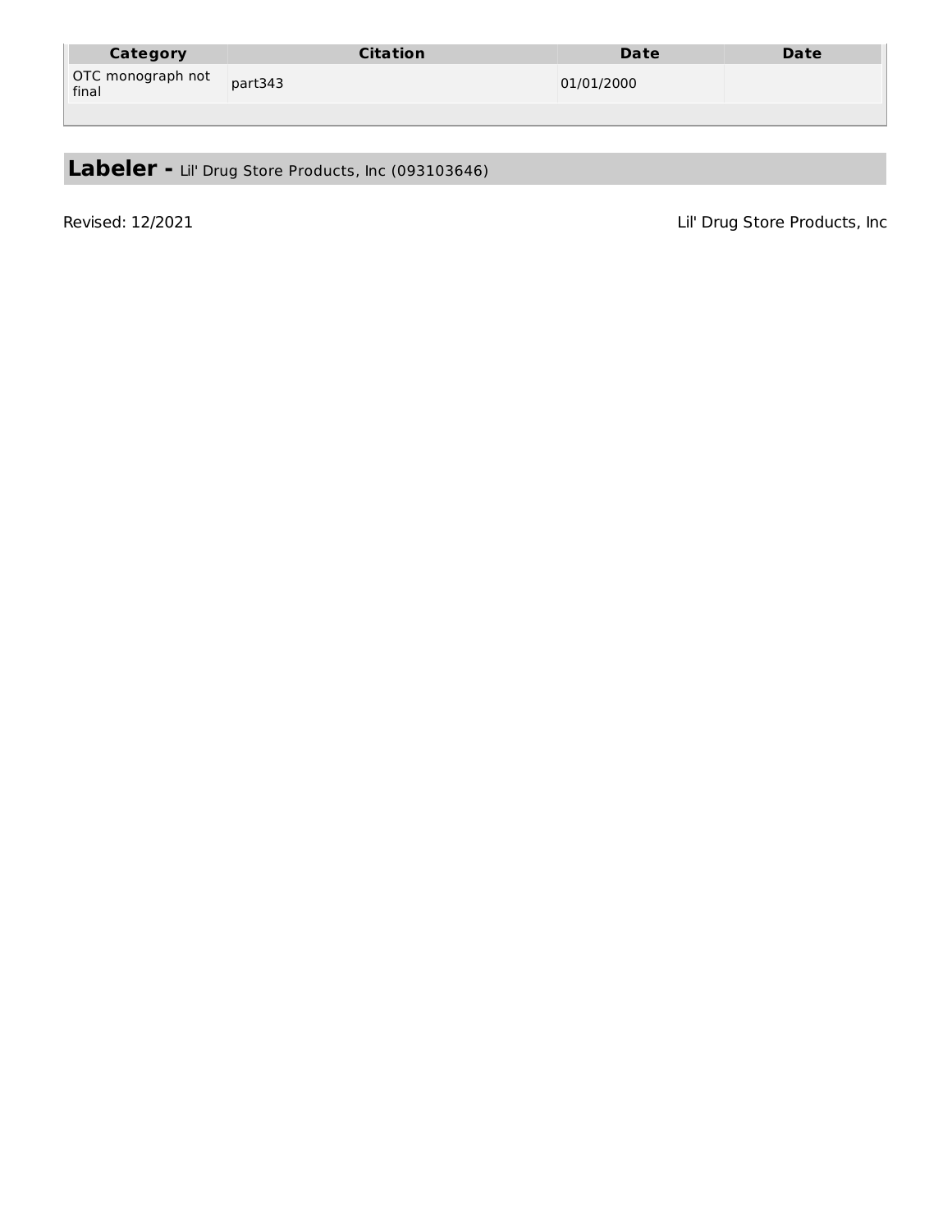| Category | Citation | Date | Date |
| --- | --- | --- | --- |
| OTC monograph not final | part343 | 01/01/2000 | |

## Labeler - Lil' Drug Store Products, Inc (093103646)

Revised: 12/2021

Lil' Drug Store Products, Inc